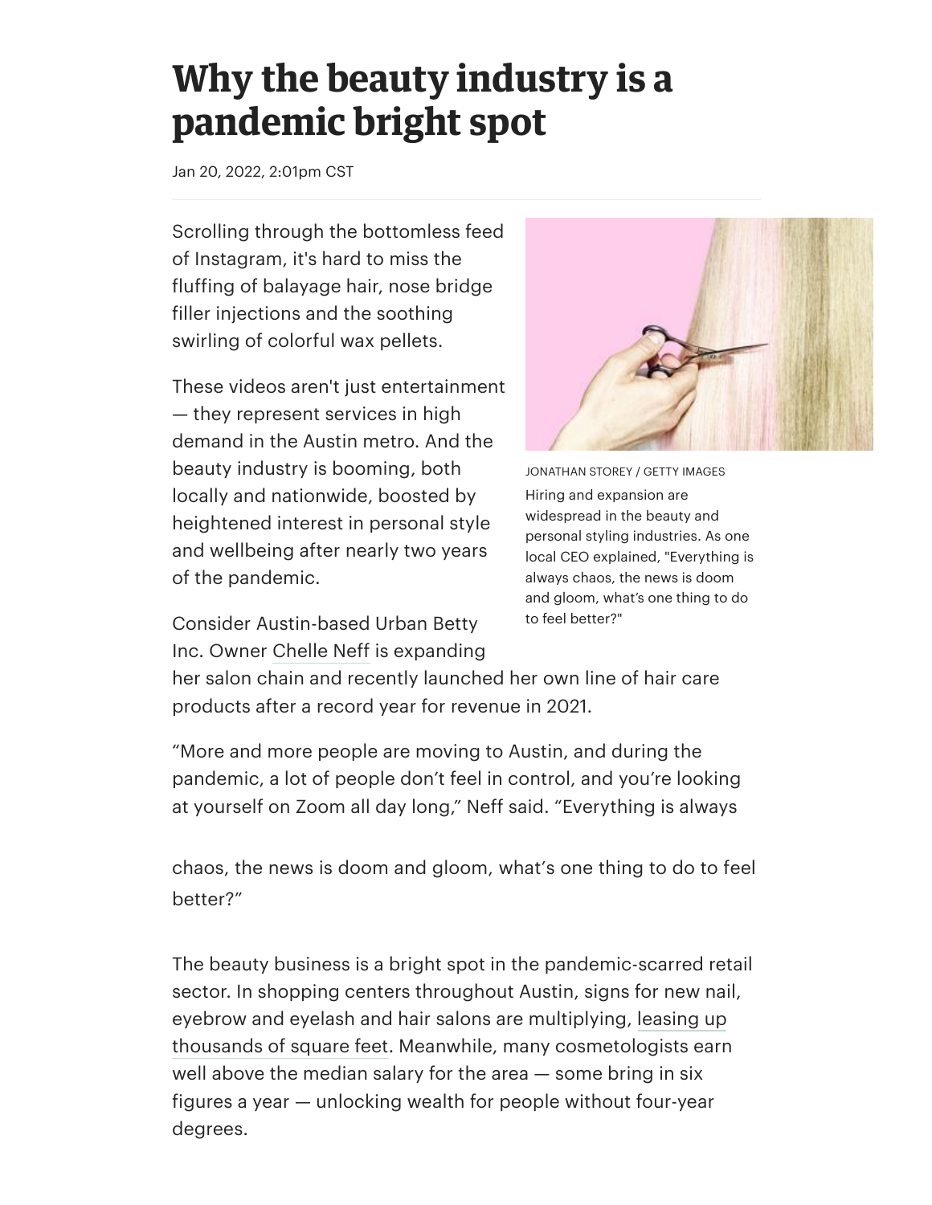# Why the beauty industry is a pandemic bright spot

Jan 20, 2022, 2:01pm CST

Scrolling through the bottomless feed of Instagram, it's hard to miss the fluffing of balayage hair, nose bridge filler injections and the soothing swirling of colorful wax pellets.

These videos aren't just entertainment — they represent services in high demand in the Austin metro. And the beauty industry is booming, both locally and nationwide, boosted by heightened interest in personal style and wellbeing after nearly two years of the pandemic.

JONATHAN STOREY / GETTY IMAGES

Hiring and expansion are widespread in the beauty and personal styling industries. As one local CEO explained, "Everything is always chaos, the news is doom and gloom, what's one thing to do to feel better?"

Consider Austin-based Urban Betty Inc. Owner Chelle Neff is expanding her salon chain and recently launched her own line of hair care products after a record year for revenue in 2021.

"More and more people are moving to Austin, and during the pandemic, a lot of people don't feel in control, and you're looking at yourself on Zoom all day long," Neff said. "Everything is always chaos, the news is doom and gloom, what's one thing to do to feel better?"

The beauty business is a bright spot in the pandemic-scarred retail sector. In shopping centers throughout Austin, signs for new nail, eyebrow and eyelash and hair salons are multiplying, leasing up thousands of square feet. Meanwhile, many cosmetologists earn well above the median salary for the area — some bring in six figures a year — unlocking wealth for people without four-year degrees.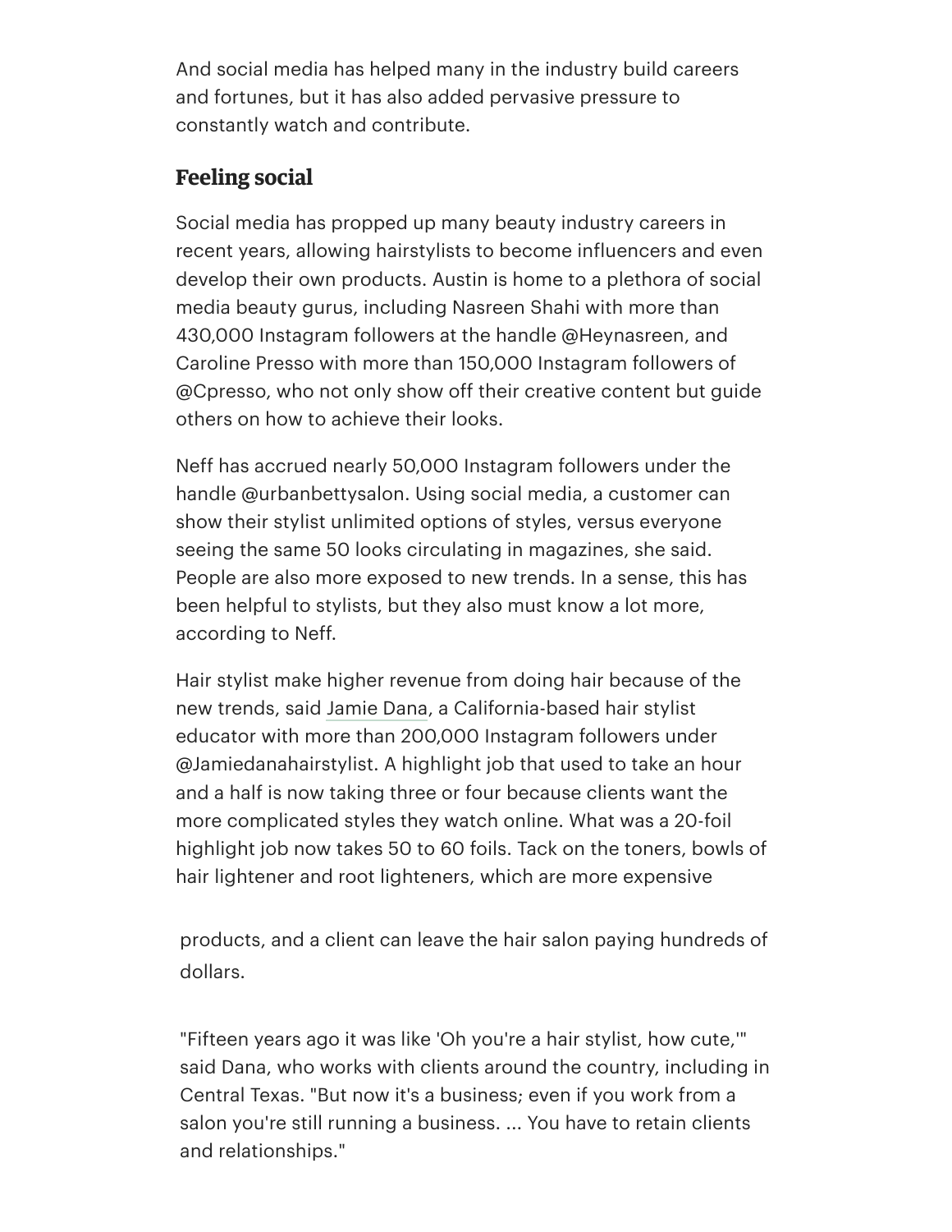And social media has helped many in the industry build careers and fortunes, but it has also added pervasive pressure to constantly watch and contribute.

## Feeling social

Social media has propped up many beauty industry careers in recent years, allowing hairstylists to become influencers and even develop their own products. Austin is home to a plethora of social media beauty gurus, including Nasreen Shahi with more than 430,000 Instagram followers at the handle @Heynasreen, and Caroline Presso with more than 150,000 Instagram followers of @Cpresso, who not only show off their creative content but guide others on how to achieve their looks.

Neff has accrued nearly 50,000 Instagram followers under the handle @urbanbettysalon. Using social media, a customer can show their stylist unlimited options of styles, versus everyone seeing the same 50 looks circulating in magazines, she said. People are also more exposed to new trends. In a sense, this has been helpful to stylists, but they also must know a lot more, according to Neff.

Hair stylist make higher revenue from doing hair because of the new trends, said Jamie Dana, a California-based hair stylist educator with more than 200,000 Instagram followers under @Jamiedanahairstylist. A highlight job that used to take an hour and a half is now taking three or four because clients want the more complicated styles they watch online. What was a 20-foil highlight job now takes 50 to 60 foils. Tack on the toners, bowls of hair lightener and root lighteners, which are more expensive products, and a client can leave the hair salon paying hundreds of dollars.

"Fifteen years ago it was like 'Oh you're a hair stylist, how cute,'" said Dana, who works with clients around the country, including in Central Texas. "But now it's a business; even if you work from a salon you're still running a business. ... You have to retain clients and relationships."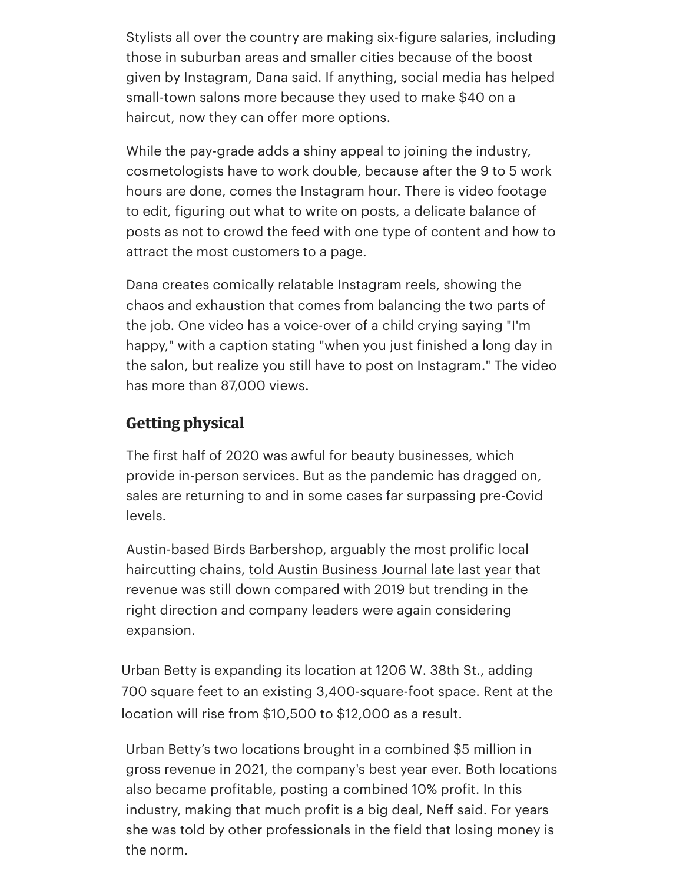Stylists all over the country are making six-figure salaries, including those in suburban areas and smaller cities because of the boost given by Instagram, Dana said. If anything, social media has helped small-town salons more because they used to make $40 on a haircut, now they can offer more options.

While the pay-grade adds a shiny appeal to joining the industry, cosmetologists have to work double, because after the 9 to 5 work hours are done, comes the Instagram hour. There is video footage to edit, figuring out what to write on posts, a delicate balance of posts as not to crowd the feed with one type of content and how to attract the most customers to a page.

Dana creates comically relatable Instagram reels, showing the chaos and exhaustion that comes from balancing the two parts of the job. One video has a voice-over of a child crying saying "I'm happy," with a caption stating "when you just finished a long day in the salon, but realize you still have to post on Instagram." The video has more than 87,000 views.

## Getting physical

The first half of 2020 was awful for beauty businesses, which provide in-person services. But as the pandemic has dragged on, sales are returning to and in some cases far surpassing pre-Covid levels.

Austin-based Birds Barbershop, arguably the most prolific local haircutting chains, told Austin Business Journal late last year that revenue was still down compared with 2019 but trending in the right direction and company leaders were again considering expansion.

Urban Betty is expanding its location at 1206 W. 38th St., adding 700 square feet to an existing 3,400-square-foot space. Rent at the location will rise from $10,500 to $12,000 as a result.

Urban Betty's two locations brought in a combined $5 million in gross revenue in 2021, the company's best year ever. Both locations also became profitable, posting a combined 10% profit. In this industry, making that much profit is a big deal, Neff said. For years she was told by other professionals in the field that losing money is the norm.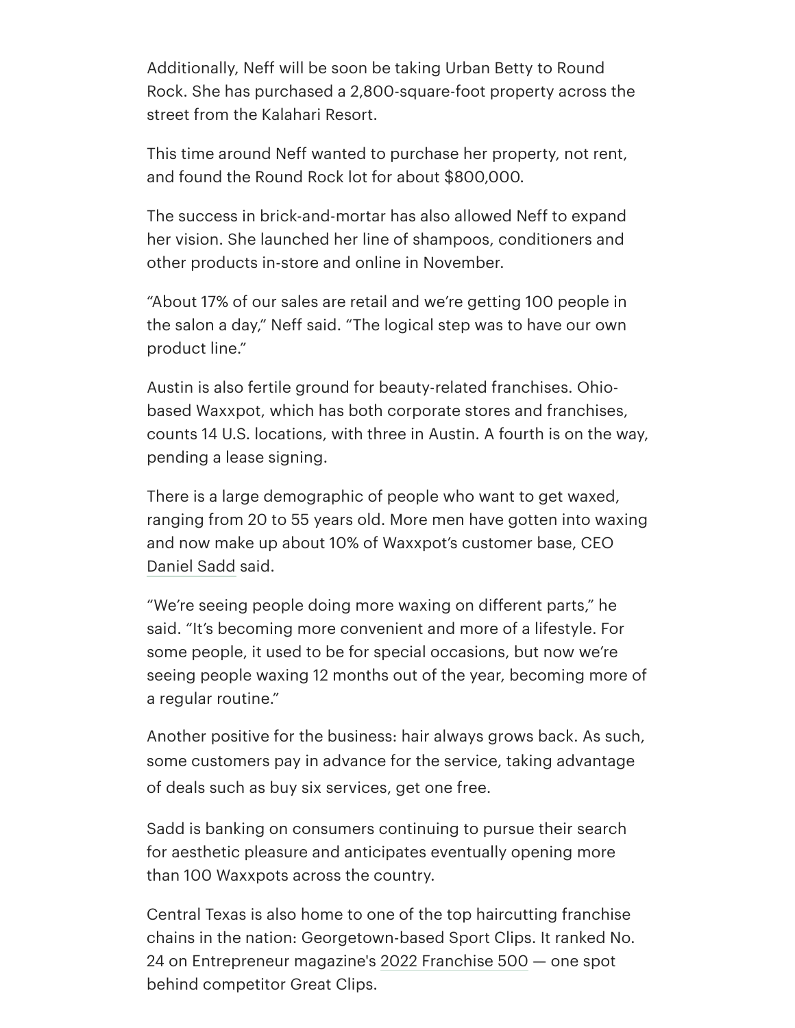Additionally, Neff will be soon be taking Urban Betty to Round Rock. She has purchased a 2,800-square-foot property across the street from the Kalahari Resort.

This time around Neff wanted to purchase her property, not rent, and found the Round Rock lot for about $800,000.

The success in brick-and-mortar has also allowed Neff to expand her vision. She launched her line of shampoos, conditioners and other products in-store and online in November.

"About 17% of our sales are retail and we're getting 100 people in the salon a day," Neff said. "The logical step was to have our own product line."

Austin is also fertile ground for beauty-related franchises. Ohio-based Waxxpot, which has both corporate stores and franchises, counts 14 U.S. locations, with three in Austin. A fourth is on the way, pending a lease signing.

There is a large demographic of people who want to get waxed, ranging from 20 to 55 years old. More men have gotten into waxing and now make up about 10% of Waxxpot's customer base, CEO Daniel Sadd said.

"We're seeing people doing more waxing on different parts," he said. "It's becoming more convenient and more of a lifestyle. For some people, it used to be for special occasions, but now we're seeing people waxing 12 months out of the year, becoming more of a regular routine."

Another positive for the business: hair always grows back. As such, some customers pay in advance for the service, taking advantage of deals such as buy six services, get one free.

Sadd is banking on consumers continuing to pursue their search for aesthetic pleasure and anticipates eventually opening more than 100 Waxxpots across the country.

Central Texas is also home to one of the top haircutting franchise chains in the nation: Georgetown-based Sport Clips. It ranked No. 24 on Entrepreneur magazine's 2022 Franchise 500 — one spot behind competitor Great Clips.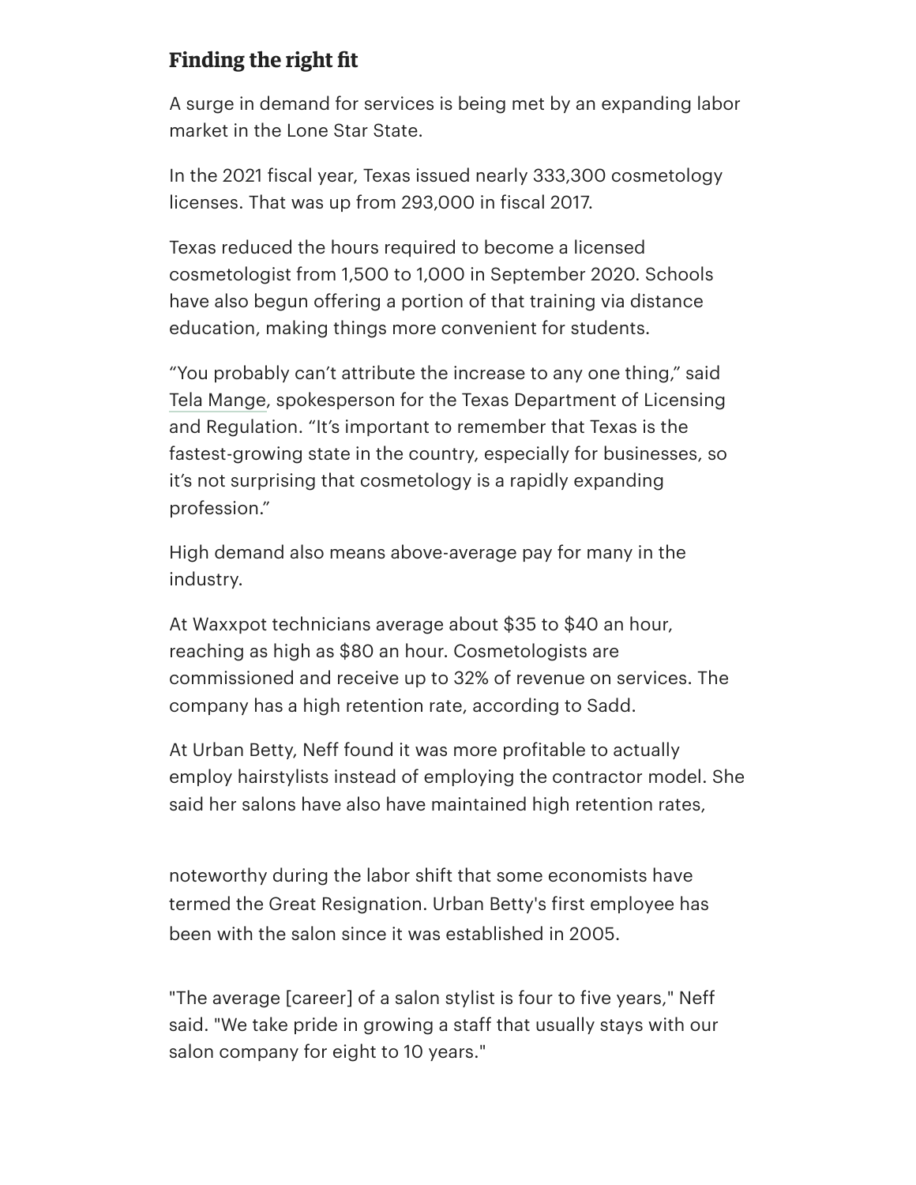## Finding the right fit

A surge in demand for services is being met by an expanding labor market in the Lone Star State.

In the 2021 fiscal year, Texas issued nearly 333,300 cosmetology licenses. That was up from 293,000 in fiscal 2017.

Texas reduced the hours required to become a licensed cosmetologist from 1,500 to 1,000 in September 2020. Schools have also begun offering a portion of that training via distance education, making things more convenient for students.

"You probably can't attribute the increase to any one thing," said Tela Mange, spokesperson for the Texas Department of Licensing and Regulation. "It's important to remember that Texas is the fastest-growing state in the country, especially for businesses, so it's not surprising that cosmetology is a rapidly expanding profession."

High demand also means above-average pay for many in the industry.

At Waxxpot technicians average about $35 to $40 an hour, reaching as high as $80 an hour. Cosmetologists are commissioned and receive up to 32% of revenue on services. The company has a high retention rate, according to Sadd.

At Urban Betty, Neff found it was more profitable to actually employ hairstylists instead of employing the contractor model. She said her salons have also have maintained high retention rates, noteworthy during the labor shift that some economists have termed the Great Resignation. Urban Betty's first employee has been with the salon since it was established in 2005.

"The average [career] of a salon stylist is four to five years," Neff said. "We take pride in growing a staff that usually stays with our salon company for eight to 10 years."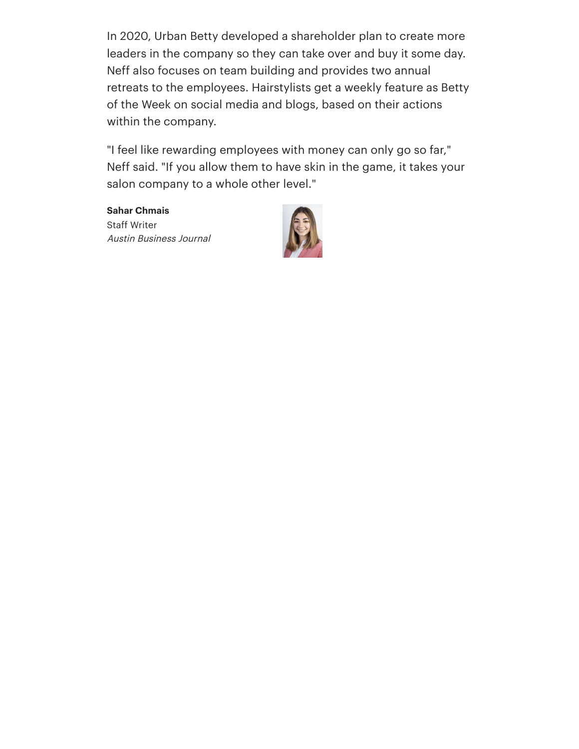In 2020, Urban Betty developed a shareholder plan to create more leaders in the company so they can take over and buy it some day. Neff also focuses on team building and provides two annual retreats to the employees. Hairstylists get a weekly feature as Betty of the Week on social media and blogs, based on their actions within the company.

"I feel like rewarding employees with money can only go so far," Neff said. "If you allow them to have skin in the game, it takes your salon company to a whole other level."

**Sahar Chmais**
Staff Writer
*Austin Business Journal*